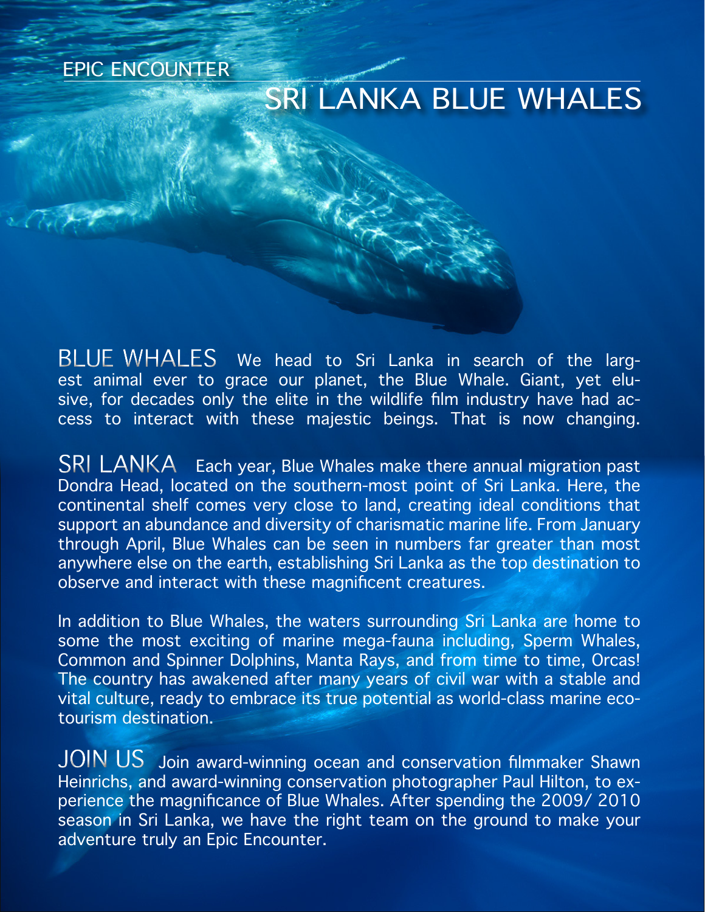EPIC ENCOUNTER

# SRI LANKA BLUE WHALES

**BLUE WHALES** We head to Sri Lanka in search of the largest animal ever to grace our planet, the Blue Whale. Giant, yet elusive, for decades only the elite in the wildlife film industry have had access to interact with these majestic beings. That is now changing.

**SRI LANKA** Each year, Blue Whales make there annual migration past Dondra Head, located on the southern-most point of Sri Lanka. Here, the continental shelf comes very close to land, creating ideal conditions that support an abundance and diversity of charismatic marine life. From January through April, Blue Whales can be seen in numbers far greater than most anywhere else on the earth, establishing Sri Lanka as the top destination to observe and interact with these magnificent creatures.

In addition to Blue Whales, the waters surrounding Sri Lanka are home to some the most exciting of marine mega-fauna including, Sperm Whales, Common and Spinner Dolphins, Manta Rays, and from time to time, Orcas! The country has awakened after many years of civil war with a stable and vital culture, ready to embrace its true potential as world-class marine eco-tourism destination.

**JOIN US** Join award-winning ocean and conservation filmmaker Shawn Heinrichs, and award-winning conservation photographer Paul Hilton, to experience the magnificance of Blue Whales. After spending the 2009/ 2010 season in Sri Lanka, we have the right team on the ground to make your adventure truly an Epic Encounter.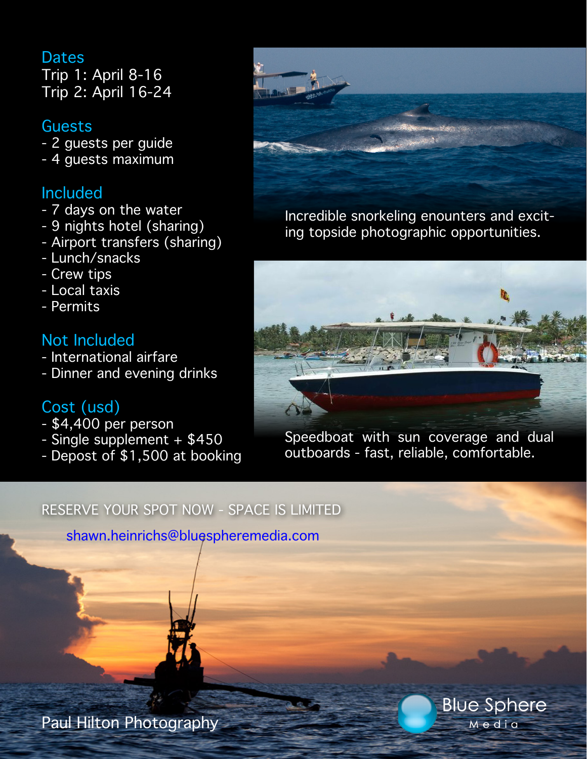## Dates

Trip 1: April 8-16
Trip 2: April 16-24

## Guests

- 2 guests per guide
- 4 guests maximum

## Included

- 7 days on the water
- 9 nights hotel (sharing)
- Airport transfers (sharing)
- Lunch/snacks
- Crew tips
- Local taxis
- Permits

## Not Included

- International airfare
- Dinner and evening drinks

## Cost (usd)

- $4,400 per person
- Single supplement + $450
- Depost of $1,500 at booking

Incredible snorkeling enounters and exciting topside photographic opportunities.

Speedboat with sun coverage and dual outboards - fast, reliable, comfortable.

RESERVE YOUR SPOT NOW - SPACE IS LIMITED

shawn.heinrichs@bluespheremedia.com

Paul Hilton Photography

Blue Sphere Media